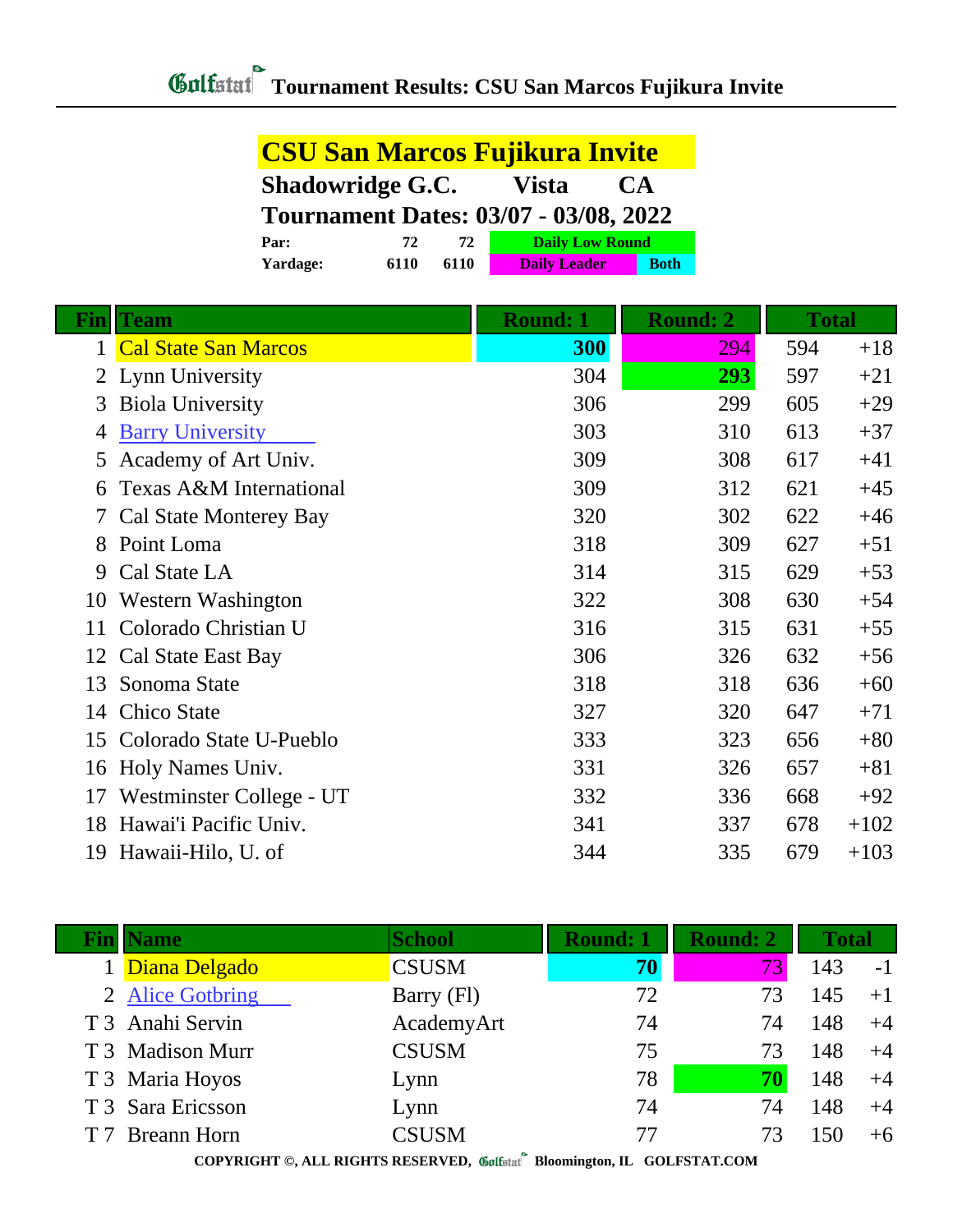# Tournament Results: CSU San Marcos Fujikura Invite

## CSU San Marcos Fujikura Invite

**Shadowridge G.C. Vista CA**

**Tournament Dates: 03/07 - 03/08, 2022**

| | | | |
|---|---|---|---|
| **Par:** | **72** | **72** | **Daily Low Round** |
| **Yardage:** | **6110** | **6110** | **Daily Leader** / **Both** |

| Fin | Team | Round: 1 | Round: 2 | Total | |
|---|---|---|---|---|---|
| 1 | Cal State San Marcos | **300** | 294 | 594 | +18 |
| 2 | Lynn University | 304 | **293** | 597 | +21 |
| 3 | Biola University | 306 | 299 | 605 | +29 |
| 4 | Barry University | 303 | 310 | 613 | +37 |
| 5 | Academy of Art Univ. | 309 | 308 | 617 | +41 |
| 6 | Texas A&M International | 309 | 312 | 621 | +45 |
| 7 | Cal State Monterey Bay | 320 | 302 | 622 | +46 |
| 8 | Point Loma | 318 | 309 | 627 | +51 |
| 9 | Cal State LA | 314 | 315 | 629 | +53 |
| 10 | Western Washington | 322 | 308 | 630 | +54 |
| 11 | Colorado Christian U | 316 | 315 | 631 | +55 |
| 12 | Cal State East Bay | 306 | 326 | 632 | +56 |
| 13 | Sonoma State | 318 | 318 | 636 | +60 |
| 14 | Chico State | 327 | 320 | 647 | +71 |
| 15 | Colorado State U-Pueblo | 333 | 323 | 656 | +80 |
| 16 | Holy Names Univ. | 331 | 326 | 657 | +81 |
| 17 | Westminster College - UT | 332 | 336 | 668 | +92 |
| 18 | Hawai'i Pacific Univ. | 341 | 337 | 678 | +102 |
| 19 | Hawaii-Hilo, U. of | 344 | 335 | 679 | +103 |

| Fin | Name | School | Round: 1 | Round: 2 | Total | |
|---|---|---|---|---|---|---|
| 1 | Diana Delgado | CSUSM | **70** | 73 | 143 | -1 |
| 2 | Alice Gotbring | Barry (Fl) | 72 | 73 | 145 | +1 |
| T 3 | Anahi Servin | AcademyArt | 74 | 74 | 148 | +4 |
| T 3 | Madison Murr | CSUSM | 75 | 73 | 148 | +4 |
| T 3 | Maria Hoyos | Lynn | 78 | **70** | 148 | +4 |
| T 3 | Sara Ericsson | Lynn | 74 | 74 | 148 | +4 |
| T 7 | Breann Horn | CSUSM | 77 | 73 | 150 | +6 |

COPYRIGHT ©, ALL RIGHTS RESERVED, Golfstat Bloomington, IL GOLFSTAT.COM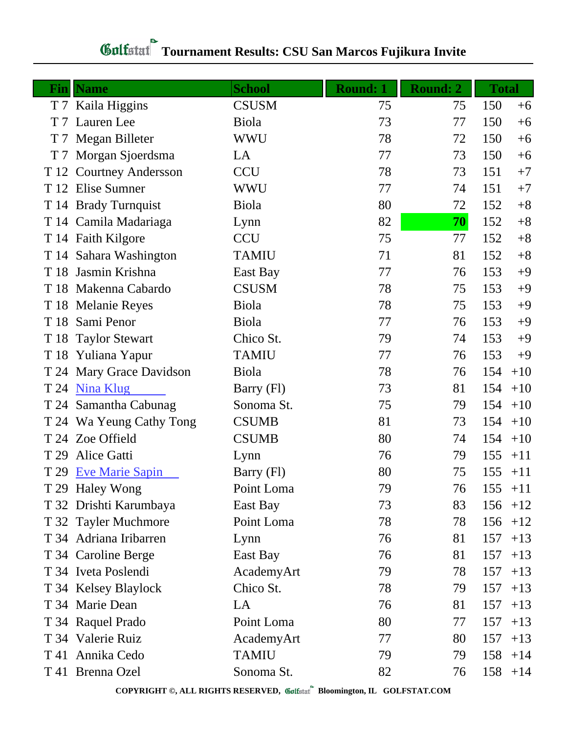# Tournament Results: CSU San Marcos Fujikura Invite

| Fin | Name | School | Round: 1 | Round: 2 | Total | |
|---|---|---|---|---|---|---|
| T 7 | Kaila Higgins | CSUSM | 75 | 75 | 150 | +6 |
| T 7 | Lauren Lee | Biola | 73 | 77 | 150 | +6 |
| T 7 | Megan Billeter | WWU | 78 | 72 | 150 | +6 |
| T 7 | Morgan Sjoerdsma | LA | 77 | 73 | 150 | +6 |
| T 12 | Courtney Andersson | CCU | 78 | 73 | 151 | +7 |
| T 12 | Elise Sumner | WWU | 77 | 74 | 151 | +7 |
| T 14 | Brady Turnquist | Biola | 80 | 72 | 152 | +8 |
| T 14 | Camila Madariaga | Lynn | 82 | **70** | 152 | +8 |
| T 14 | Faith Kilgore | CCU | 75 | 77 | 152 | +8 |
| T 14 | Sahara Washington | TAMIU | 71 | 81 | 152 | +8 |
| T 18 | Jasmin Krishna | East Bay | 77 | 76 | 153 | +9 |
| T 18 | Makenna Cabardo | CSUSM | 78 | 75 | 153 | +9 |
| T 18 | Melanie Reyes | Biola | 78 | 75 | 153 | +9 |
| T 18 | Sami Penor | Biola | 77 | 76 | 153 | +9 |
| T 18 | Taylor Stewart | Chico St. | 79 | 74 | 153 | +9 |
| T 18 | Yuliana Yapur | TAMIU | 77 | 76 | 153 | +9 |
| T 24 | Mary Grace Davidson | Biola | 78 | 76 | 154 | +10 |
| T 24 | Nina Klug | Barry (Fl) | 73 | 81 | 154 | +10 |
| T 24 | Samantha Cabunag | Sonoma St. | 75 | 79 | 154 | +10 |
| T 24 | Wa Yeung Cathy Tong | CSUMB | 81 | 73 | 154 | +10 |
| T 24 | Zoe Offield | CSUMB | 80 | 74 | 154 | +10 |
| T 29 | Alice Gatti | Lynn | 76 | 79 | 155 | +11 |
| T 29 | Eve Marie Sapin | Barry (Fl) | 80 | 75 | 155 | +11 |
| T 29 | Haley Wong | Point Loma | 79 | 76 | 155 | +11 |
| T 32 | Drishti Karumbaya | East Bay | 73 | 83 | 156 | +12 |
| T 32 | Tayler Muchmore | Point Loma | 78 | 78 | 156 | +12 |
| T 34 | Adriana Iribarren | Lynn | 76 | 81 | 157 | +13 |
| T 34 | Caroline Berge | East Bay | 76 | 81 | 157 | +13 |
| T 34 | Iveta Poslendi | AcademyArt | 79 | 78 | 157 | +13 |
| T 34 | Kelsey Blaylock | Chico St. | 78 | 79 | 157 | +13 |
| T 34 | Marie Dean | LA | 76 | 81 | 157 | +13 |
| T 34 | Raquel Prado | Point Loma | 80 | 77 | 157 | +13 |
| T 34 | Valerie Ruiz | AcademyArt | 77 | 80 | 157 | +13 |
| T 41 | Annika Cedo | TAMIU | 79 | 79 | 158 | +14 |
| T 41 | Brenna Ozel | Sonoma St. | 82 | 76 | 158 | +14 |

COPYRIGHT ©, ALL RIGHTS RESERVED, Golfstat Bloomington, IL GOLFSTAT.COM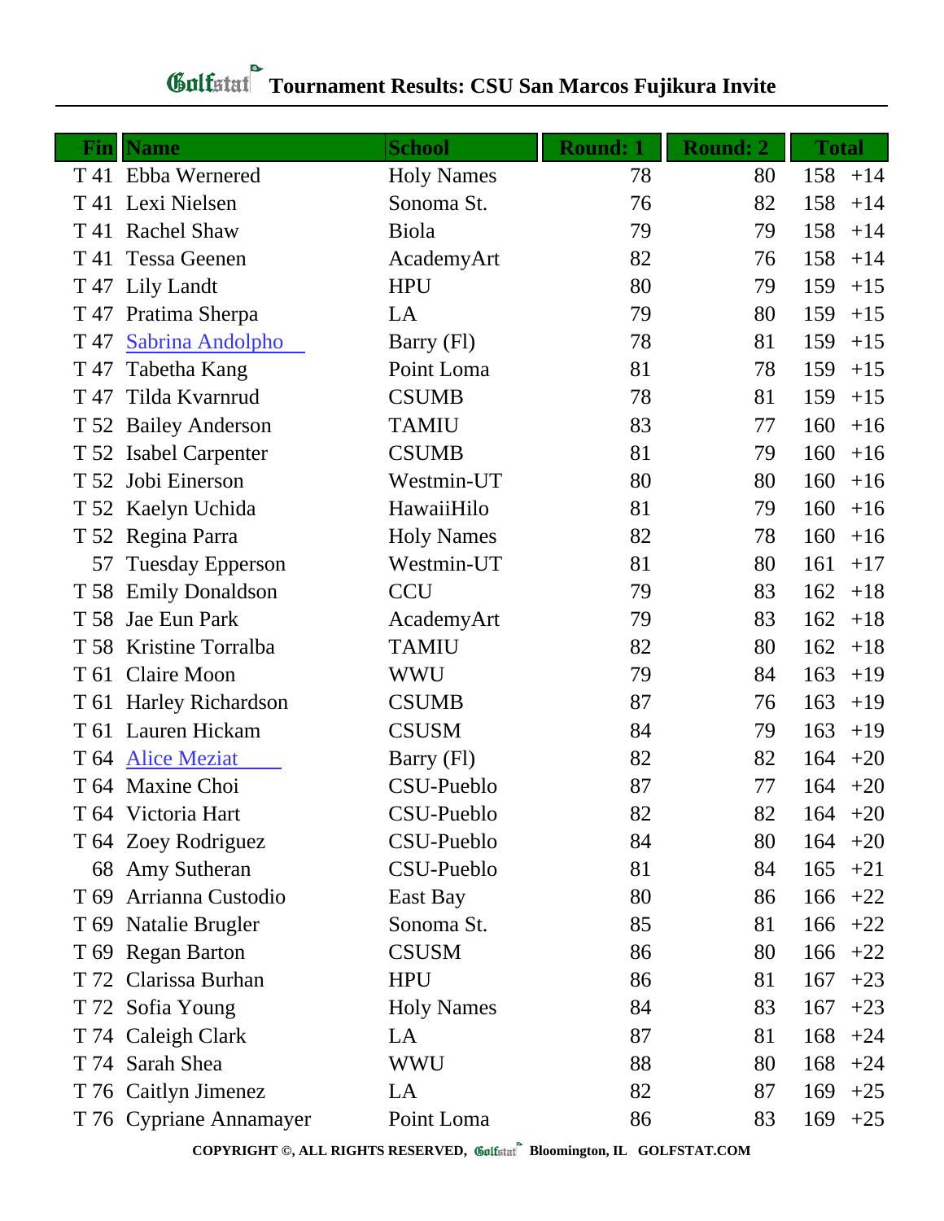# Tournament Results: CSU San Marcos Fujikura Invite

| Fin | Name | School | Round: 1 | Round: 2 | Total | |
|---|---|---|---|---|---|---|
| T 41 | Ebba Wernered | Holy Names | 78 | 80 | 158 | +14 |
| T 41 | Lexi Nielsen | Sonoma St. | 76 | 82 | 158 | +14 |
| T 41 | Rachel Shaw | Biola | 79 | 79 | 158 | +14 |
| T 41 | Tessa Geenen | AcademyArt | 82 | 76 | 158 | +14 |
| T 47 | Lily Landt | HPU | 80 | 79 | 159 | +15 |
| T 47 | Pratima Sherpa | LA | 79 | 80 | 159 | +15 |
| T 47 | Sabrina Andolpho | Barry (Fl) | 78 | 81 | 159 | +15 |
| T 47 | Tabetha Kang | Point Loma | 81 | 78 | 159 | +15 |
| T 47 | Tilda Kvarnrud | CSUMB | 78 | 81 | 159 | +15 |
| T 52 | Bailey Anderson | TAMIU | 83 | 77 | 160 | +16 |
| T 52 | Isabel Carpenter | CSUMB | 81 | 79 | 160 | +16 |
| T 52 | Jobi Einerson | Westmin-UT | 80 | 80 | 160 | +16 |
| T 52 | Kaelyn Uchida | HawaiiHilo | 81 | 79 | 160 | +16 |
| T 52 | Regina Parra | Holy Names | 82 | 78 | 160 | +16 |
| 57 | Tuesday Epperson | Westmin-UT | 81 | 80 | 161 | +17 |
| T 58 | Emily Donaldson | CCU | 79 | 83 | 162 | +18 |
| T 58 | Jae Eun Park | AcademyArt | 79 | 83 | 162 | +18 |
| T 58 | Kristine Torralba | TAMIU | 82 | 80 | 162 | +18 |
| T 61 | Claire Moon | WWU | 79 | 84 | 163 | +19 |
| T 61 | Harley Richardson | CSUMB | 87 | 76 | 163 | +19 |
| T 61 | Lauren Hickam | CSUSM | 84 | 79 | 163 | +19 |
| T 64 | Alice Meziat | Barry (Fl) | 82 | 82 | 164 | +20 |
| T 64 | Maxine Choi | CSU-Pueblo | 87 | 77 | 164 | +20 |
| T 64 | Victoria Hart | CSU-Pueblo | 82 | 82 | 164 | +20 |
| T 64 | Zoey Rodriguez | CSU-Pueblo | 84 | 80 | 164 | +20 |
| 68 | Amy Sutheran | CSU-Pueblo | 81 | 84 | 165 | +21 |
| T 69 | Arrianna Custodio | East Bay | 80 | 86 | 166 | +22 |
| T 69 | Natalie Brugler | Sonoma St. | 85 | 81 | 166 | +22 |
| T 69 | Regan Barton | CSUSM | 86 | 80 | 166 | +22 |
| T 72 | Clarissa Burhan | HPU | 86 | 81 | 167 | +23 |
| T 72 | Sofia Young | Holy Names | 84 | 83 | 167 | +23 |
| T 74 | Caleigh Clark | LA | 87 | 81 | 168 | +24 |
| T 74 | Sarah Shea | WWU | 88 | 80 | 168 | +24 |
| T 76 | Caitlyn Jimenez | LA | 82 | 87 | 169 | +25 |
| T 76 | Cypriane Annamayer | Point Loma | 86 | 83 | 169 | +25 |

COPYRIGHT ©, ALL RIGHTS RESERVED, Golfstat Bloomington, IL GOLFSTAT.COM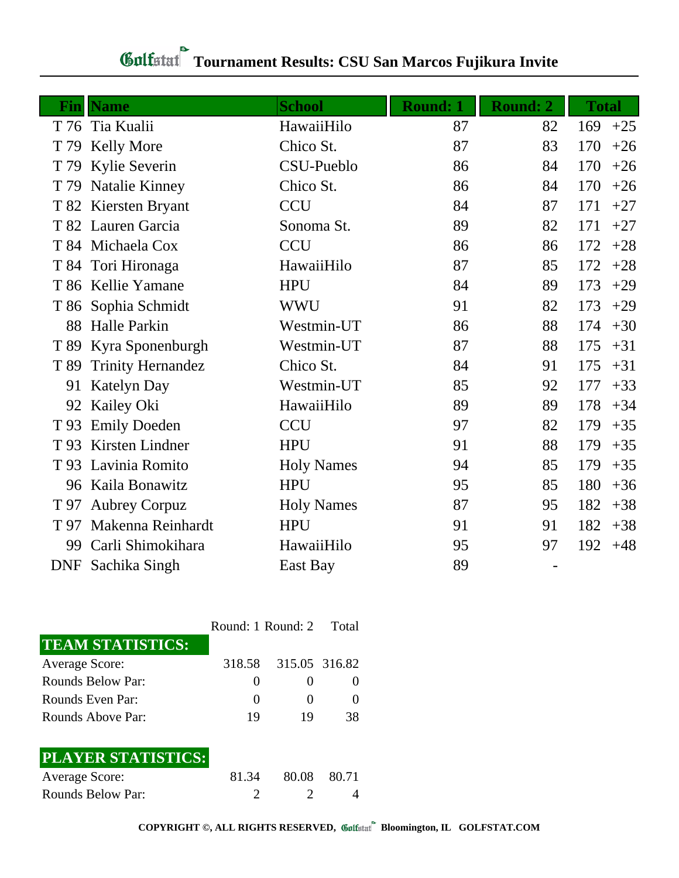# Golfstat Tournament Results: CSU San Marcos Fujikura Invite

| Fin | Name | School | Round: 1 | Round: 2 | Total | |
|---|---|---|---|---|---|---|
| T 76 | Tia Kualii | HawaiiHilo | 87 | 82 | 169 | +25 |
| T 79 | Kelly More | Chico St. | 87 | 83 | 170 | +26 |
| T 79 | Kylie Severin | CSU-Pueblo | 86 | 84 | 170 | +26 |
| T 79 | Natalie Kinney | Chico St. | 86 | 84 | 170 | +26 |
| T 82 | Kiersten Bryant | CCU | 84 | 87 | 171 | +27 |
| T 82 | Lauren Garcia | Sonoma St. | 89 | 82 | 171 | +27 |
| T 84 | Michaela Cox | CCU | 86 | 86 | 172 | +28 |
| T 84 | Tori Hironaga | HawaiiHilo | 87 | 85 | 172 | +28 |
| T 86 | Kellie Yamane | HPU | 84 | 89 | 173 | +29 |
| T 86 | Sophia Schmidt | WWU | 91 | 82 | 173 | +29 |
| 88 | Halle Parkin | Westmin-UT | 86 | 88 | 174 | +30 |
| T 89 | Kyra Sponenburgh | Westmin-UT | 87 | 88 | 175 | +31 |
| T 89 | Trinity Hernandez | Chico St. | 84 | 91 | 175 | +31 |
| 91 | Katelyn Day | Westmin-UT | 85 | 92 | 177 | +33 |
| 92 | Kailey Oki | HawaiiHilo | 89 | 89 | 178 | +34 |
| T 93 | Emily Doeden | CCU | 97 | 82 | 179 | +35 |
| T 93 | Kirsten Lindner | HPU | 91 | 88 | 179 | +35 |
| T 93 | Lavinia Romito | Holy Names | 94 | 85 | 179 | +35 |
| 96 | Kaila Bonawitz | HPU | 95 | 85 | 180 | +36 |
| T 97 | Aubrey Corpuz | Holy Names | 87 | 95 | 182 | +38 |
| T 97 | Makenna Reinhardt | HPU | 91 | 91 | 182 | +38 |
| 99 | Carli Shimokihara | HawaiiHilo | 95 | 97 | 192 | +48 |
| DNF | Sachika Singh | East Bay | 89 | - | | |

| TEAM STATISTICS: | Round: 1 | Round: 2 | Total |
|---|---|---|---|
| Average Score: | 318.58 | 315.05 | 316.82 |
| Rounds Below Par: | 0 | 0 | 0 |
| Rounds Even Par: | 0 | 0 | 0 |
| Rounds Above Par: | 19 | 19 | 38 |

| PLAYER STATISTICS: | Round: 1 | Round: 2 | Total |
|---|---|---|---|
| Average Score: | 81.34 | 80.08 | 80.71 |
| Rounds Below Par: | 2 | 2 | 4 |

COPYRIGHT ©, ALL RIGHTS RESERVED, Golfstat Bloomington, IL GOLFSTAT.COM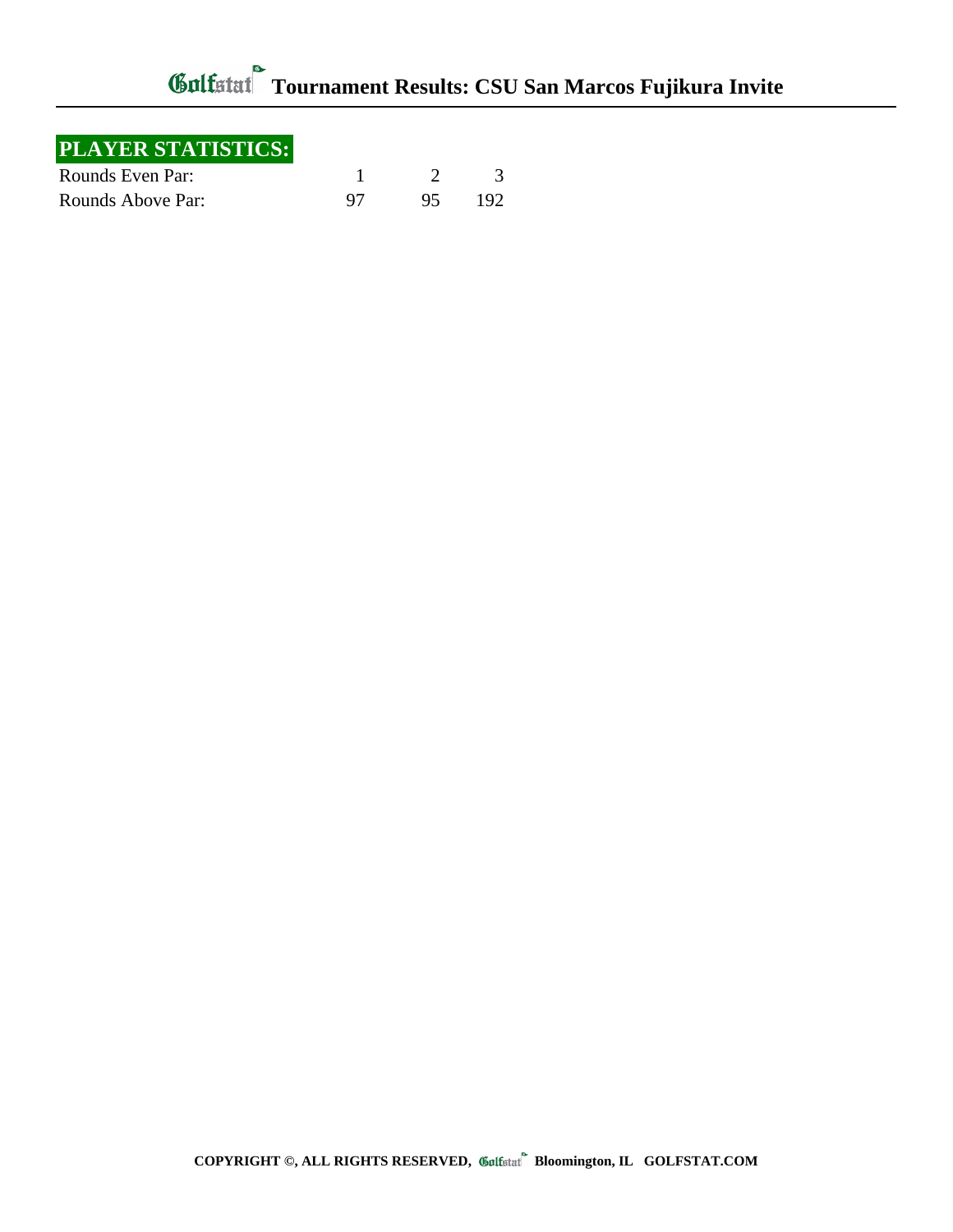# Tournament Results: CSU San Marcos Fujikura Invite

## PLAYER STATISTICS:

| | | | |
|---|---|---|---|
| Rounds Even Par: | 1 | 2 | 3 |
| Rounds Above Par: | 97 | 95 | 192 |